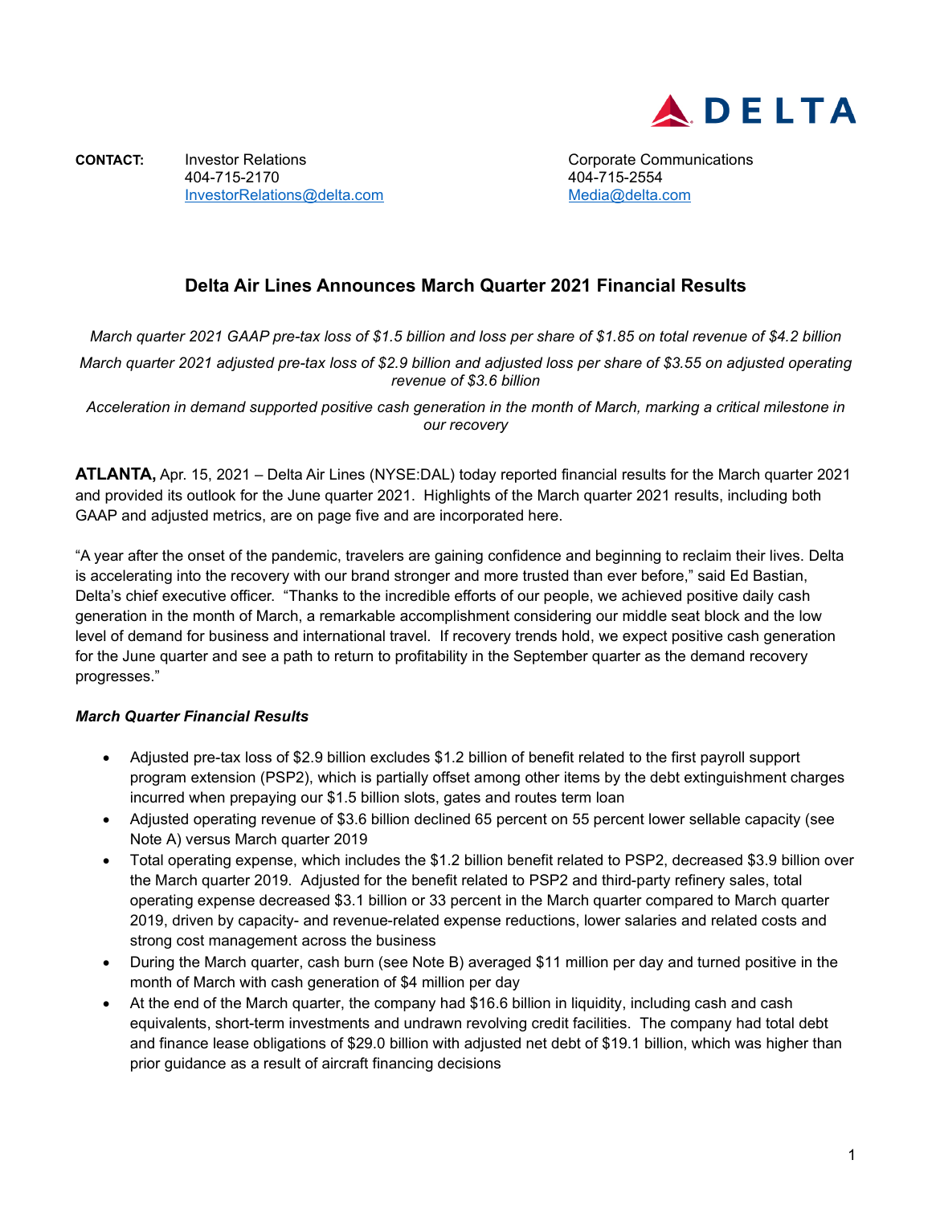DELTA

**CONTACT:** Investor Relations
404-715-2170
InvestorRelations@delta.com

Corporate Communications
404-715-2554
Media@delta.com

# Delta Air Lines Announces March Quarter 2021 Financial Results

*March quarter 2021 GAAP pre-tax loss of $1.5 billion and loss per share of $1.85 on total revenue of $4.2 billion*

*March quarter 2021 adjusted pre-tax loss of $2.9 billion and adjusted loss per share of $3.55 on adjusted operating revenue of $3.6 billion*

*Acceleration in demand supported positive cash generation in the month of March, marking a critical milestone in our recovery*

**ATLANTA,** Apr. 15, 2021 – Delta Air Lines (NYSE:DAL) today reported financial results for the March quarter 2021 and provided its outlook for the June quarter 2021. Highlights of the March quarter 2021 results, including both GAAP and adjusted metrics, are on page five and are incorporated here.

"A year after the onset of the pandemic, travelers are gaining confidence and beginning to reclaim their lives. Delta is accelerating into the recovery with our brand stronger and more trusted than ever before," said Ed Bastian, Delta's chief executive officer. "Thanks to the incredible efforts of our people, we achieved positive daily cash generation in the month of March, a remarkable accomplishment considering our middle seat block and the low level of demand for business and international travel. If recovery trends hold, we expect positive cash generation for the June quarter and see a path to return to profitability in the September quarter as the demand recovery progresses."

***March Quarter Financial Results***

- Adjusted pre-tax loss of $2.9 billion excludes $1.2 billion of benefit related to the first payroll support program extension (PSP2), which is partially offset among other items by the debt extinguishment charges incurred when prepaying our $1.5 billion slots, gates and routes term loan
- Adjusted operating revenue of $3.6 billion declined 65 percent on 55 percent lower sellable capacity (see Note A) versus March quarter 2019
- Total operating expense, which includes the $1.2 billion benefit related to PSP2, decreased $3.9 billion over the March quarter 2019. Adjusted for the benefit related to PSP2 and third-party refinery sales, total operating expense decreased $3.1 billion or 33 percent in the March quarter compared to March quarter 2019, driven by capacity- and revenue-related expense reductions, lower salaries and related costs and strong cost management across the business
- During the March quarter, cash burn (see Note B) averaged $11 million per day and turned positive in the month of March with cash generation of $4 million per day
- At the end of the March quarter, the company had $16.6 billion in liquidity, including cash and cash equivalents, short-term investments and undrawn revolving credit facilities. The company had total debt and finance lease obligations of $29.0 billion with adjusted net debt of $19.1 billion, which was higher than prior guidance as a result of aircraft financing decisions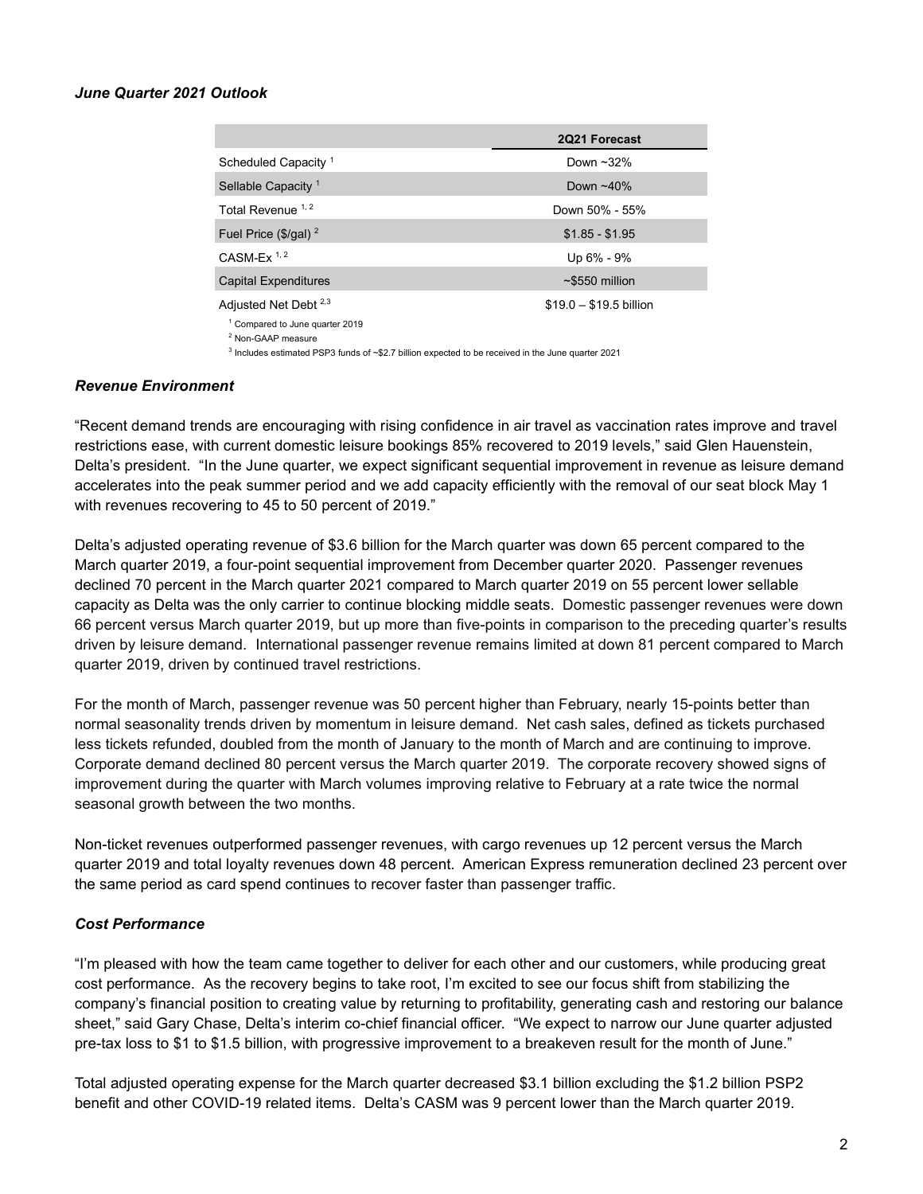### *June Quarter 2021 Outlook*

| | 2Q21 Forecast |
|---|---|
| Scheduled Capacity [1] | Down ~32% |
| Sellable Capacity [1] | Down ~40% |
| Total Revenue [1, 2] | Down 50% - 55% |
| Fuel Price ($/gal) [2] | $1.85 - $1.95 |
| CASM-Ex [1, 2] | Up 6% - 9% |
| Capital Expenditures | ~$550 million |
| Adjusted Net Debt [2,3] | $19.0 – $19.5 billion |

[1] Compared to June quarter 2019

[2] Non-GAAP measure

[3] Includes estimated PSP3 funds of ~$2.7 billion expected to be received in the June quarter 2021

### *Revenue Environment*

"Recent demand trends are encouraging with rising confidence in air travel as vaccination rates improve and travel restrictions ease, with current domestic leisure bookings 85% recovered to 2019 levels," said Glen Hauenstein, Delta's president. "In the June quarter, we expect significant sequential improvement in revenue as leisure demand accelerates into the peak summer period and we add capacity efficiently with the removal of our seat block May 1 with revenues recovering to 45 to 50 percent of 2019."

Delta's adjusted operating revenue of $3.6 billion for the March quarter was down 65 percent compared to the March quarter 2019, a four-point sequential improvement from December quarter 2020. Passenger revenues declined 70 percent in the March quarter 2021 compared to March quarter 2019 on 55 percent lower sellable capacity as Delta was the only carrier to continue blocking middle seats. Domestic passenger revenues were down 66 percent versus March quarter 2019, but up more than five-points in comparison to the preceding quarter's results driven by leisure demand. International passenger revenue remains limited at down 81 percent compared to March quarter 2019, driven by continued travel restrictions.

For the month of March, passenger revenue was 50 percent higher than February, nearly 15-points better than normal seasonality trends driven by momentum in leisure demand. Net cash sales, defined as tickets purchased less tickets refunded, doubled from the month of January to the month of March and are continuing to improve. Corporate demand declined 80 percent versus the March quarter 2019. The corporate recovery showed signs of improvement during the quarter with March volumes improving relative to February at a rate twice the normal seasonal growth between the two months.

Non-ticket revenues outperformed passenger revenues, with cargo revenues up 12 percent versus the March quarter 2019 and total loyalty revenues down 48 percent. American Express remuneration declined 23 percent over the same period as card spend continues to recover faster than passenger traffic.

### *Cost Performance*

"I'm pleased with how the team came together to deliver for each other and our customers, while producing great cost performance. As the recovery begins to take root, I'm excited to see our focus shift from stabilizing the company's financial position to creating value by returning to profitability, generating cash and restoring our balance sheet," said Gary Chase, Delta's interim co-chief financial officer. "We expect to narrow our June quarter adjusted pre-tax loss to $1 to $1.5 billion, with progressive improvement to a breakeven result for the month of June."

Total adjusted operating expense for the March quarter decreased $3.1 billion excluding the $1.2 billion PSP2 benefit and other COVID-19 related items. Delta's CASM was 9 percent lower than the March quarter 2019.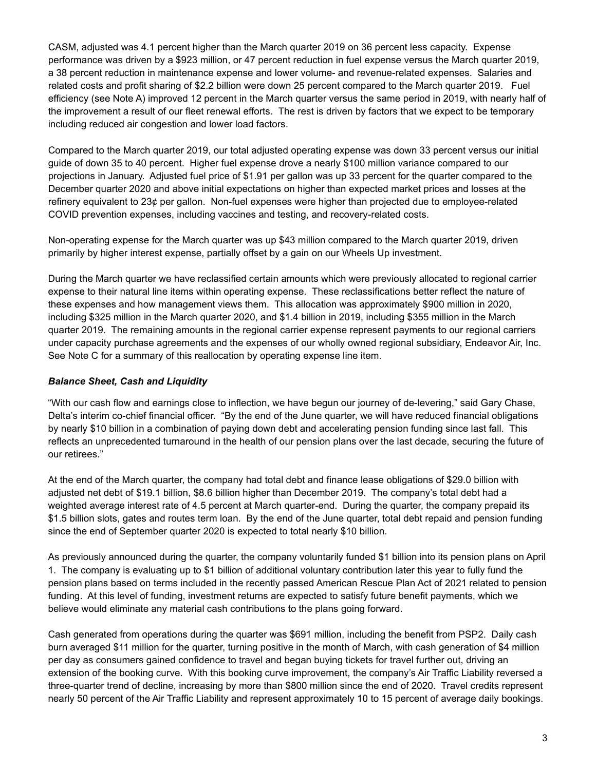CASM, adjusted was 4.1 percent higher than the March quarter 2019 on 36 percent less capacity. Expense performance was driven by a $923 million, or 47 percent reduction in fuel expense versus the March quarter 2019, a 38 percent reduction in maintenance expense and lower volume- and revenue-related expenses. Salaries and related costs and profit sharing of $2.2 billion were down 25 percent compared to the March quarter 2019. Fuel efficiency (see Note A) improved 12 percent in the March quarter versus the same period in 2019, with nearly half of the improvement a result of our fleet renewal efforts. The rest is driven by factors that we expect to be temporary including reduced air congestion and lower load factors.

Compared to the March quarter 2019, our total adjusted operating expense was down 33 percent versus our initial guide of down 35 to 40 percent. Higher fuel expense drove a nearly $100 million variance compared to our projections in January. Adjusted fuel price of $1.91 per gallon was up 33 percent for the quarter compared to the December quarter 2020 and above initial expectations on higher than expected market prices and losses at the refinery equivalent to 23¢ per gallon. Non-fuel expenses were higher than projected due to employee-related COVID prevention expenses, including vaccines and testing, and recovery-related costs.

Non-operating expense for the March quarter was up $43 million compared to the March quarter 2019, driven primarily by higher interest expense, partially offset by a gain on our Wheels Up investment.

During the March quarter we have reclassified certain amounts which were previously allocated to regional carrier expense to their natural line items within operating expense. These reclassifications better reflect the nature of these expenses and how management views them. This allocation was approximately $900 million in 2020, including $325 million in the March quarter 2020, and $1.4 billion in 2019, including $355 million in the March quarter 2019. The remaining amounts in the regional carrier expense represent payments to our regional carriers under capacity purchase agreements and the expenses of our wholly owned regional subsidiary, Endeavor Air, Inc. See Note C for a summary of this reallocation by operating expense line item.

### *Balance Sheet, Cash and Liquidity*

"With our cash flow and earnings close to inflection, we have begun our journey of de-levering," said Gary Chase, Delta's interim co-chief financial officer. "By the end of the June quarter, we will have reduced financial obligations by nearly $10 billion in a combination of paying down debt and accelerating pension funding since last fall. This reflects an unprecedented turnaround in the health of our pension plans over the last decade, securing the future of our retirees."

At the end of the March quarter, the company had total debt and finance lease obligations of $29.0 billion with adjusted net debt of $19.1 billion, $8.6 billion higher than December 2019. The company's total debt had a weighted average interest rate of 4.5 percent at March quarter-end. During the quarter, the company prepaid its $1.5 billion slots, gates and routes term loan. By the end of the June quarter, total debt repaid and pension funding since the end of September quarter 2020 is expected to total nearly $10 billion.

As previously announced during the quarter, the company voluntarily funded $1 billion into its pension plans on April 1. The company is evaluating up to $1 billion of additional voluntary contribution later this year to fully fund the pension plans based on terms included in the recently passed American Rescue Plan Act of 2021 related to pension funding. At this level of funding, investment returns are expected to satisfy future benefit payments, which we believe would eliminate any material cash contributions to the plans going forward.

Cash generated from operations during the quarter was $691 million, including the benefit from PSP2. Daily cash burn averaged $11 million for the quarter, turning positive in the month of March, with cash generation of $4 million per day as consumers gained confidence to travel and began buying tickets for travel further out, driving an extension of the booking curve. With this booking curve improvement, the company's Air Traffic Liability reversed a three-quarter trend of decline, increasing by more than $800 million since the end of 2020. Travel credits represent nearly 50 percent of the Air Traffic Liability and represent approximately 10 to 15 percent of average daily bookings.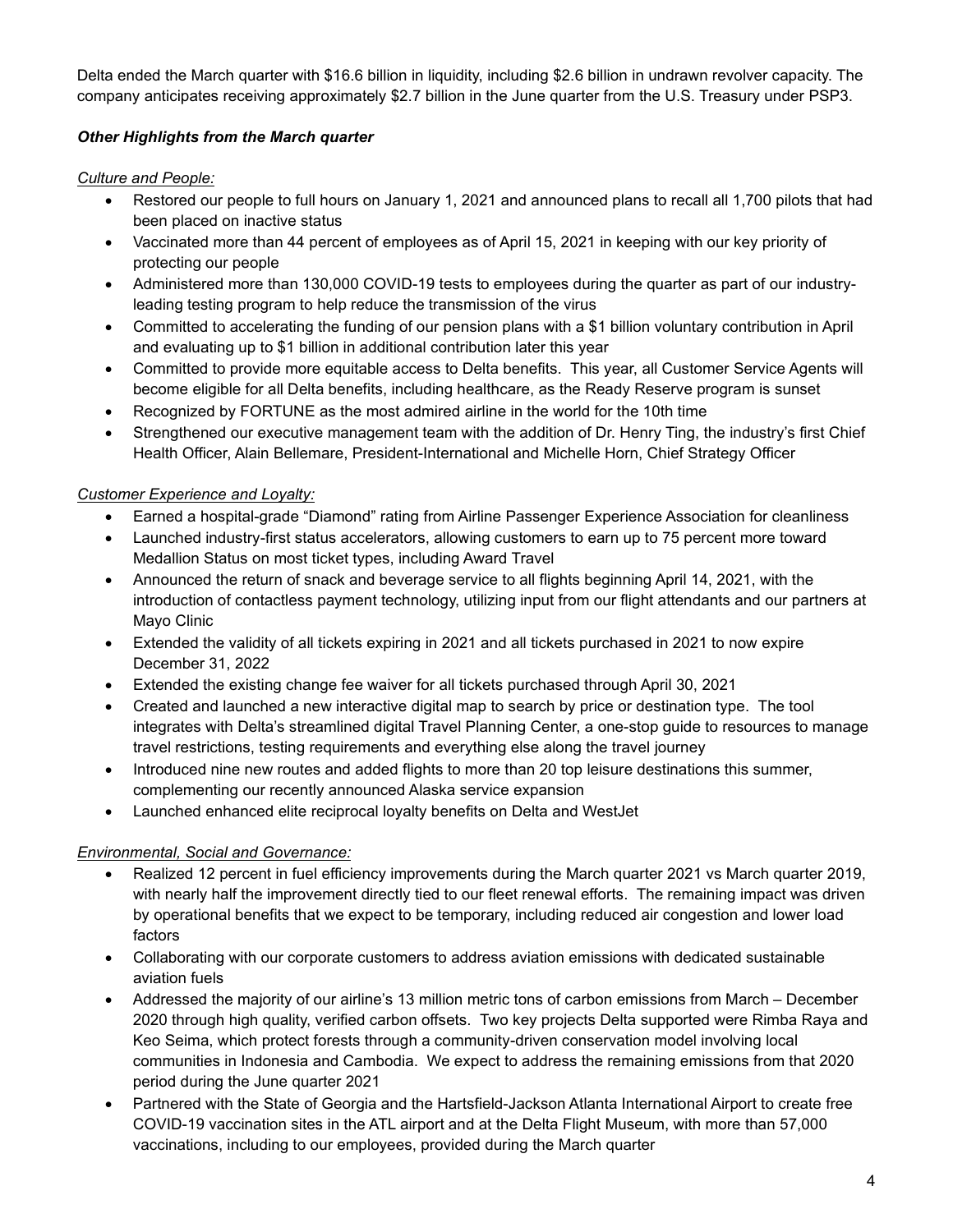Delta ended the March quarter with $16.6 billion in liquidity, including $2.6 billion in undrawn revolver capacity. The company anticipates receiving approximately $2.7 billion in the June quarter from the U.S. Treasury under PSP3.

***Other Highlights from the March quarter***

*Culture and People:*

- Restored our people to full hours on January 1, 2021 and announced plans to recall all 1,700 pilots that had been placed on inactive status
- Vaccinated more than 44 percent of employees as of April 15, 2021 in keeping with our key priority of protecting our people
- Administered more than 130,000 COVID-19 tests to employees during the quarter as part of our industry-leading testing program to help reduce the transmission of the virus
- Committed to accelerating the funding of our pension plans with a $1 billion voluntary contribution in April and evaluating up to $1 billion in additional contribution later this year
- Committed to provide more equitable access to Delta benefits. This year, all Customer Service Agents will become eligible for all Delta benefits, including healthcare, as the Ready Reserve program is sunset
- Recognized by FORTUNE as the most admired airline in the world for the 10th time
- Strengthened our executive management team with the addition of Dr. Henry Ting, the industry's first Chief Health Officer, Alain Bellemare, President-International and Michelle Horn, Chief Strategy Officer

*Customer Experience and Loyalty:*

- Earned a hospital-grade "Diamond" rating from Airline Passenger Experience Association for cleanliness
- Launched industry-first status accelerators, allowing customers to earn up to 75 percent more toward Medallion Status on most ticket types, including Award Travel
- Announced the return of snack and beverage service to all flights beginning April 14, 2021, with the introduction of contactless payment technology, utilizing input from our flight attendants and our partners at Mayo Clinic
- Extended the validity of all tickets expiring in 2021 and all tickets purchased in 2021 to now expire December 31, 2022
- Extended the existing change fee waiver for all tickets purchased through April 30, 2021
- Created and launched a new interactive digital map to search by price or destination type. The tool integrates with Delta's streamlined digital Travel Planning Center, a one-stop guide to resources to manage travel restrictions, testing requirements and everything else along the travel journey
- Introduced nine new routes and added flights to more than 20 top leisure destinations this summer, complementing our recently announced Alaska service expansion
- Launched enhanced elite reciprocal loyalty benefits on Delta and WestJet

*Environmental, Social and Governance:*

- Realized 12 percent in fuel efficiency improvements during the March quarter 2021 vs March quarter 2019, with nearly half the improvement directly tied to our fleet renewal efforts. The remaining impact was driven by operational benefits that we expect to be temporary, including reduced air congestion and lower load factors
- Collaborating with our corporate customers to address aviation emissions with dedicated sustainable aviation fuels
- Addressed the majority of our airline's 13 million metric tons of carbon emissions from March – December 2020 through high quality, verified carbon offsets. Two key projects Delta supported were Rimba Raya and Keo Seima, which protect forests through a community-driven conservation model involving local communities in Indonesia and Cambodia. We expect to address the remaining emissions from that 2020 period during the June quarter 2021
- Partnered with the State of Georgia and the Hartsfield-Jackson Atlanta International Airport to create free COVID-19 vaccination sites in the ATL airport and at the Delta Flight Museum, with more than 57,000 vaccinations, including to our employees, provided during the March quarter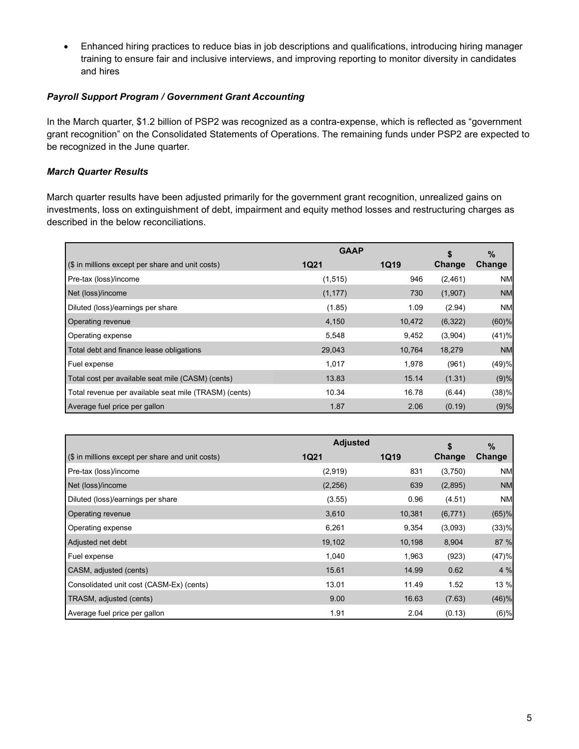- Enhanced hiring practices to reduce bias in job descriptions and qualifications, introducing hiring manager training to ensure fair and inclusive interviews, and improving reporting to monitor diversity in candidates and hires

***Payroll Support Program / Government Grant Accounting***

In the March quarter, $1.2 billion of PSP2 was recognized as a contra-expense, which is reflected as "government grant recognition" on the Consolidated Statements of Operations. The remaining funds under PSP2 are expected to be recognized in the June quarter.

***March Quarter Results***

March quarter results have been adjusted primarily for the government grant recognition, unrealized gains on investments, loss on extinguishment of debt, impairment and equity method losses and restructuring charges as described in the below reconciliations.

| | GAAP | | $ | % |
|---|---|---|---|---|
| ($ in millions except per share and unit costs) | 1Q21 | 1Q19 | Change | Change |
| Pre-tax (loss)/income | (1,515) | 946 | (2,461) | NM |
| Net (loss)/income | (1,177) | 730 | (1,907) | NM |
| Diluted (loss)/earnings per share | (1.85) | 1.09 | (2.94) | NM |
| Operating revenue | 4,150 | 10,472 | (6,322) | (60)% |
| Operating expense | 5,548 | 9,452 | (3,904) | (41)% |
| Total debt and finance lease obligations | 29,043 | 10,764 | 18,279 | NM |
| Fuel expense | 1,017 | 1,978 | (961) | (49)% |
| Total cost per available seat mile (CASM) (cents) | 13.83 | 15.14 | (1.31) | (9)% |
| Total revenue per available seat mile (TRASM) (cents) | 10.34 | 16.78 | (6.44) | (38)% |
| Average fuel price per gallon | 1.87 | 2.06 | (0.19) | (9)% |

| | Adjusted | | $ | % |
|---|---|---|---|---|
| ($ in millions except per share and unit costs) | 1Q21 | 1Q19 | Change | Change |
| Pre-tax (loss)/income | (2,919) | 831 | (3,750) | NM |
| Net (loss)/income | (2,256) | 639 | (2,895) | NM |
| Diluted (loss)/earnings per share | (3.55) | 0.96 | (4.51) | NM |
| Operating revenue | 3,610 | 10,381 | (6,771) | (65)% |
| Operating expense | 6,261 | 9,354 | (3,093) | (33)% |
| Adjusted net debt | 19,102 | 10,198 | 8,904 | 87 % |
| Fuel expense | 1,040 | 1,963 | (923) | (47)% |
| CASM, adjusted (cents) | 15.61 | 14.99 | 0.62 | 4 % |
| Consolidated unit cost (CASM-Ex) (cents) | 13.01 | 11.49 | 1.52 | 13 % |
| TRASM, adjusted (cents) | 9.00 | 16.63 | (7.63) | (46)% |
| Average fuel price per gallon | 1.91 | 2.04 | (0.13) | (6)% |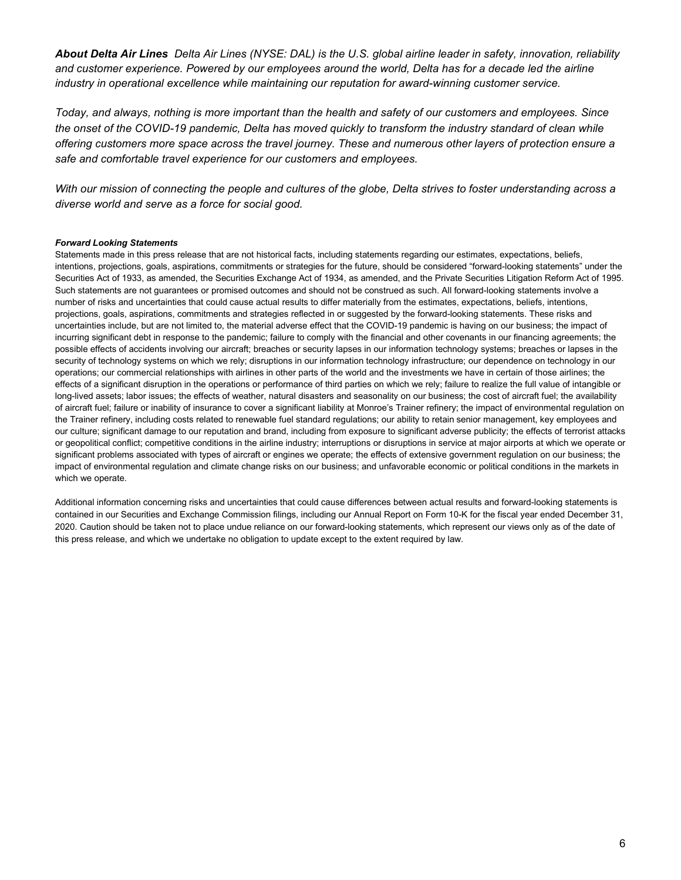***About Delta Air Lines** Delta Air Lines (NYSE: DAL) is the U.S. global airline leader in safety, innovation, reliability and customer experience. Powered by our employees around the world, Delta has for a decade led the airline industry in operational excellence while maintaining our reputation for award-winning customer service.*

*Today, and always, nothing is more important than the health and safety of our customers and employees. Since the onset of the COVID-19 pandemic, Delta has moved quickly to transform the industry standard of clean while offering customers more space across the travel journey. These and numerous other layers of protection ensure a safe and comfortable travel experience for our customers and employees.*

*With our mission of connecting the people and cultures of the globe, Delta strives to foster understanding across a diverse world and serve as a force for social good.*

***Forward Looking Statements***

Statements made in this press release that are not historical facts, including statements regarding our estimates, expectations, beliefs, intentions, projections, goals, aspirations, commitments or strategies for the future, should be considered "forward-looking statements" under the Securities Act of 1933, as amended, the Securities Exchange Act of 1934, as amended, and the Private Securities Litigation Reform Act of 1995. Such statements are not guarantees or promised outcomes and should not be construed as such. All forward-looking statements involve a number of risks and uncertainties that could cause actual results to differ materially from the estimates, expectations, beliefs, intentions, projections, goals, aspirations, commitments and strategies reflected in or suggested by the forward-looking statements. These risks and uncertainties include, but are not limited to, the material adverse effect that the COVID-19 pandemic is having on our business; the impact of incurring significant debt in response to the pandemic; failure to comply with the financial and other covenants in our financing agreements; the possible effects of accidents involving our aircraft; breaches or security lapses in our information technology systems; breaches or lapses in the security of technology systems on which we rely; disruptions in our information technology infrastructure; our dependence on technology in our operations; our commercial relationships with airlines in other parts of the world and the investments we have in certain of those airlines; the effects of a significant disruption in the operations or performance of third parties on which we rely; failure to realize the full value of intangible or long-lived assets; labor issues; the effects of weather, natural disasters and seasonality on our business; the cost of aircraft fuel; the availability of aircraft fuel; failure or inability of insurance to cover a significant liability at Monroe's Trainer refinery; the impact of environmental regulation on the Trainer refinery, including costs related to renewable fuel standard regulations; our ability to retain senior management, key employees and our culture; significant damage to our reputation and brand, including from exposure to significant adverse publicity; the effects of terrorist attacks or geopolitical conflict; competitive conditions in the airline industry; interruptions or disruptions in service at major airports at which we operate or significant problems associated with types of aircraft or engines we operate; the effects of extensive government regulation on our business; the impact of environmental regulation and climate change risks on our business; and unfavorable economic or political conditions in the markets in which we operate.

Additional information concerning risks and uncertainties that could cause differences between actual results and forward-looking statements is contained in our Securities and Exchange Commission filings, including our Annual Report on Form 10-K for the fiscal year ended December 31, 2020. Caution should be taken not to place undue reliance on our forward-looking statements, which represent our views only as of the date of this press release, and which we undertake no obligation to update except to the extent required by law.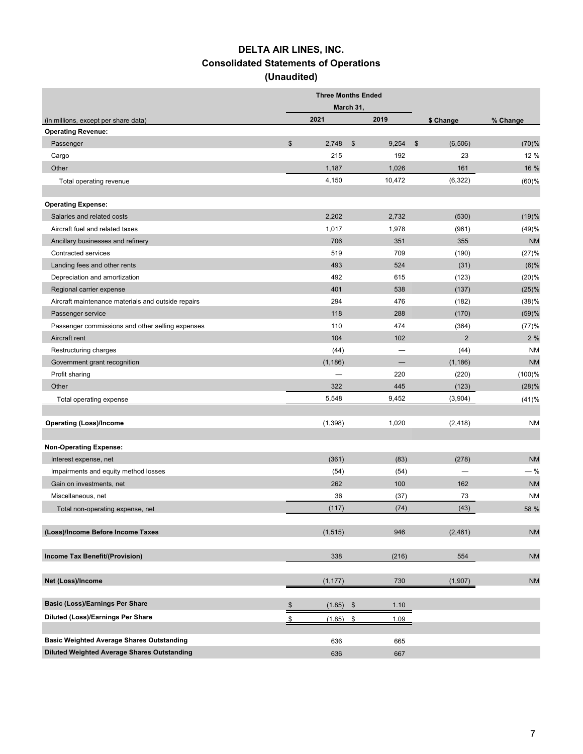# DELTA AIR LINES, INC.
## Consolidated Statements of Operations
## (Unaudited)

| (in millions, except per share data) | Three Months Ended March 31, 2021 | 2019 | $ Change | % Change |
|---|---|---|---|---|
| **Operating Revenue:** | | | | |
| Passenger | $ 2,748 | $ 9,254 | $ (6,506) | (70)% |
| Cargo | 215 | 192 | 23 | 12 % |
| Other | 1,187 | 1,026 | 161 | 16 % |
| Total operating revenue | 4,150 | 10,472 | (6,322) | (60)% |
| | | | | |
| **Operating Expense:** | | | | |
| Salaries and related costs | 2,202 | 2,732 | (530) | (19)% |
| Aircraft fuel and related taxes | 1,017 | 1,978 | (961) | (49)% |
| Ancillary businesses and refinery | 706 | 351 | 355 | NM |
| Contracted services | 519 | 709 | (190) | (27)% |
| Landing fees and other rents | 493 | 524 | (31) | (6)% |
| Depreciation and amortization | 492 | 615 | (123) | (20)% |
| Regional carrier expense | 401 | 538 | (137) | (25)% |
| Aircraft maintenance materials and outside repairs | 294 | 476 | (182) | (38)% |
| Passenger service | 118 | 288 | (170) | (59)% |
| Passenger commissions and other selling expenses | 110 | 474 | (364) | (77)% |
| Aircraft rent | 104 | 102 | 2 | 2 % |
| Restructuring charges | (44) | — | (44) | NM |
| Government grant recognition | (1,186) | — | (1,186) | NM |
| Profit sharing | — | 220 | (220) | (100)% |
| Other | 322 | 445 | (123) | (28)% |
| Total operating expense | 5,548 | 9,452 | (3,904) | (41)% |
| | | | | |
| **Operating (Loss)/Income** | (1,398) | 1,020 | (2,418) | NM |
| | | | | |
| **Non-Operating Expense:** | | | | |
| Interest expense, net | (361) | (83) | (278) | NM |
| Impairments and equity method losses | (54) | (54) | — | — % |
| Gain on investments, net | 262 | 100 | 162 | NM |
| Miscellaneous, net | 36 | (37) | 73 | NM |
| Total non-operating expense, net | (117) | (74) | (43) | 58 % |
| | | | | |
| **(Loss)/Income Before Income Taxes** | (1,515) | 946 | (2,461) | NM |
| | | | | |
| **Income Tax Benefit/(Provision)** | 338 | (216) | 554 | NM |
| | | | | |
| **Net (Loss)/Income** | (1,177) | 730 | (1,907) | NM |
| | | | | |
| **Basic (Loss)/Earnings Per Share** | $ (1.85) | $ 1.10 | | |
| **Diluted (Loss)/Earnings Per Share** | $ (1.85) | $ 1.09 | | |
| | | | | |
| **Basic Weighted Average Shares Outstanding** | 636 | 665 | | |
| **Diluted Weighted Average Shares Outstanding** | 636 | 667 | | |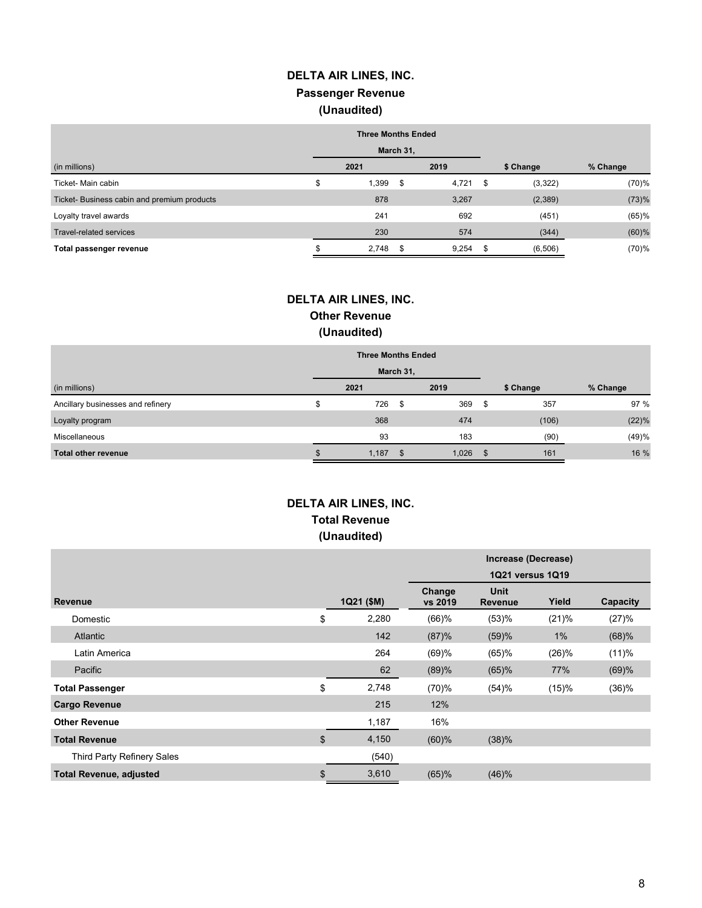## DELTA AIR LINES, INC.
## Passenger Revenue
## (Unaudited)

| (in millions) | Three Months Ended March 31, 2021 | 2019 | $ Change | % Change |
|---|---|---|---|---|
| Ticket- Main cabin | $ 1,399 | $ 4,721 | $ (3,322) | (70)% |
| Ticket- Business cabin and premium products | 878 | 3,267 | (2,389) | (73)% |
| Loyalty travel awards | 241 | 692 | (451) | (65)% |
| Travel-related services | 230 | 574 | (344) | (60)% |
| **Total passenger revenue** | $ 2,748 | $ 9,254 | $ (6,506) | (70)% |

## DELTA AIR LINES, INC.
## Other Revenue
## (Unaudited)

| (in millions) | Three Months Ended March 31, 2021 | 2019 | $ Change | % Change |
|---|---|---|---|---|
| Ancillary businesses and refinery | $ 726 | $ 369 | $ 357 | 97 % |
| Loyalty program | 368 | 474 | (106) | (22)% |
| Miscellaneous | 93 | 183 | (90) | (49)% |
| **Total other revenue** | $ 1,187 | $ 1,026 | $ 161 | 16 % |

## DELTA AIR LINES, INC.
## Total Revenue
## (Unaudited)

| | | Increase (Decrease) 1Q21 versus 1Q19 | | | |
|---|---|---|---|---|---|
| **Revenue** | **1Q21 ($M)** | **Change vs 2019** | **Unit Revenue** | **Yield** | **Capacity** |
| Domestic | $ 2,280 | (66)% | (53)% | (21)% | (27)% |
| Atlantic | 142 | (87)% | (59)% | 1% | (68)% |
| Latin America | 264 | (69)% | (65)% | (26)% | (11)% |
| Pacific | 62 | (89)% | (65)% | 77% | (69)% |
| **Total Passenger** | $ 2,748 | (70)% | (54)% | (15)% | (36)% |
| **Cargo Revenue** | 215 | 12% | | | |
| **Other Revenue** | 1,187 | 16% | | | |
| **Total Revenue** | $ 4,150 | (60)% | (38)% | | |
| Third Party Refinery Sales | (540) | | | | |
| **Total Revenue, adjusted** | $ 3,610 | (65)% | (46)% | | |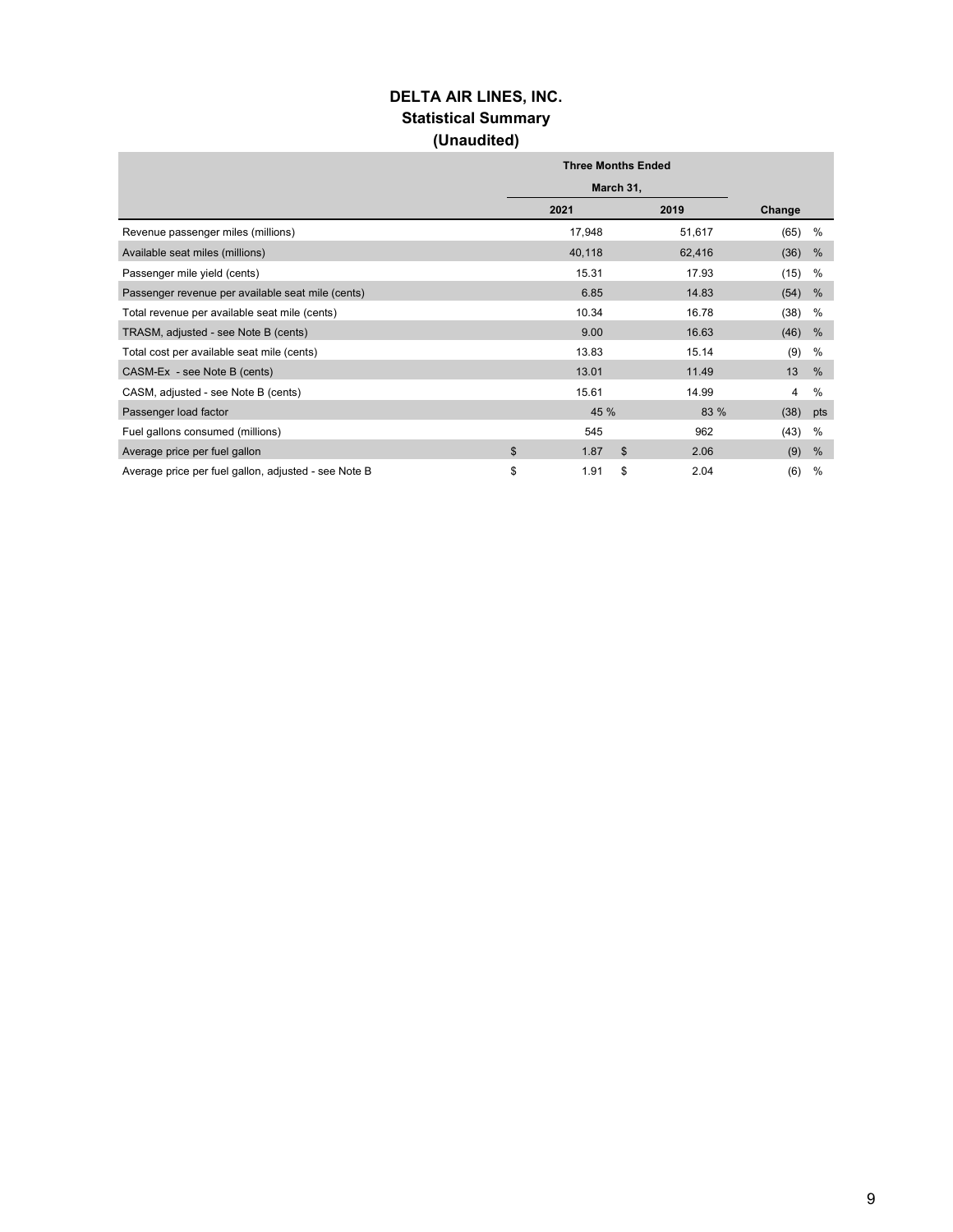# DELTA AIR LINES, INC.
## Statistical Summary
## (Unaudited)

| | Three Months Ended March 31, | | |
|---|---|---|---|
| | 2021 | 2019 | Change |
| Revenue passenger miles (millions) | 17,948 | 51,617 | (65) % |
| Available seat miles (millions) | 40,118 | 62,416 | (36) % |
| Passenger mile yield (cents) | 15.31 | 17.93 | (15) % |
| Passenger revenue per available seat mile (cents) | 6.85 | 14.83 | (54) % |
| Total revenue per available seat mile (cents) | 10.34 | 16.78 | (38) % |
| TRASM, adjusted - see Note B (cents) | 9.00 | 16.63 | (46) % |
| Total cost per available seat mile (cents) | 13.83 | 15.14 | (9) % |
| CASM-Ex - see Note B (cents) | 13.01 | 11.49 | 13 % |
| CASM, adjusted - see Note B (cents) | 15.61 | 14.99 | 4 % |
| Passenger load factor | 45 % | 83 % | (38) pts |
| Fuel gallons consumed (millions) | 545 | 962 | (43) % |
| Average price per fuel gallon | $ 1.87 | $ 2.06 | (9) % |
| Average price per fuel gallon, adjusted - see Note B | $ 1.91 | $ 2.04 | (6) % |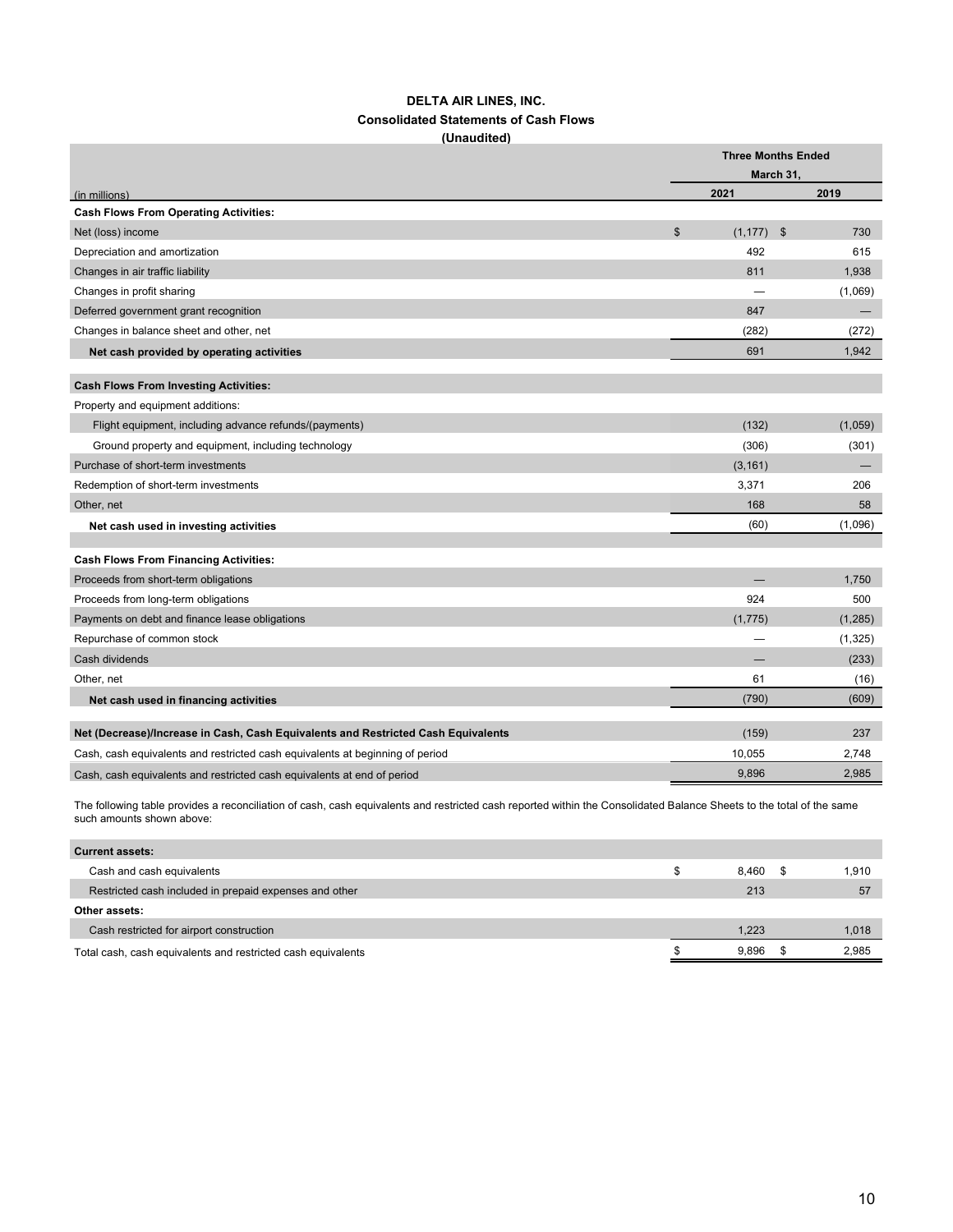**DELTA AIR LINES, INC.**
**Consolidated Statements of Cash Flows**
**(Unaudited)**

| (in millions) | Three Months Ended March 31, 2021 | Three Months Ended March 31, 2019 |
|---|---|---|
| **Cash Flows From Operating Activities:** | | |
| Net (loss) income | $ (1,177) | $ 730 |
| Depreciation and amortization | 492 | 615 |
| Changes in air traffic liability | 811 | 1,938 |
| Changes in profit sharing | — | (1,069) |
| Deferred government grant recognition | 847 | — |
| Changes in balance sheet and other, net | (282) | (272) |
| **Net cash provided by operating activities** | 691 | 1,942 |
| **Cash Flows From Investing Activities:** | | |
| Property and equipment additions: | | |
| Flight equipment, including advance refunds/(payments) | (132) | (1,059) |
| Ground property and equipment, including technology | (306) | (301) |
| Purchase of short-term investments | (3,161) | — |
| Redemption of short-term investments | 3,371 | 206 |
| Other, net | 168 | 58 |
| **Net cash used in investing activities** | (60) | (1,096) |
| **Cash Flows From Financing Activities:** | | |
| Proceeds from short-term obligations | — | 1,750 |
| Proceeds from long-term obligations | 924 | 500 |
| Payments on debt and finance lease obligations | (1,775) | (1,285) |
| Repurchase of common stock | — | (1,325) |
| Cash dividends | — | (233) |
| Other, net | 61 | (16) |
| **Net cash used in financing activities** | (790) | (609) |
| **Net (Decrease)/Increase in Cash, Cash Equivalents and Restricted Cash Equivalents** | (159) | 237 |
| Cash, cash equivalents and restricted cash equivalents at beginning of period | 10,055 | 2,748 |
| Cash, cash equivalents and restricted cash equivalents at end of period | 9,896 | 2,985 |

The following table provides a reconciliation of cash, cash equivalents and restricted cash reported within the Consolidated Balance Sheets to the total of the same such amounts shown above:

| | 2021 | 2019 |
|---|---|---|
| **Current assets:** | | |
| Cash and cash equivalents | $ 8,460 | $ 1,910 |
| Restricted cash included in prepaid expenses and other | 213 | 57 |
| **Other assets:** | | |
| Cash restricted for airport construction | 1,223 | 1,018 |
| Total cash, cash equivalents and restricted cash equivalents | $ 9,896 | $ 2,985 |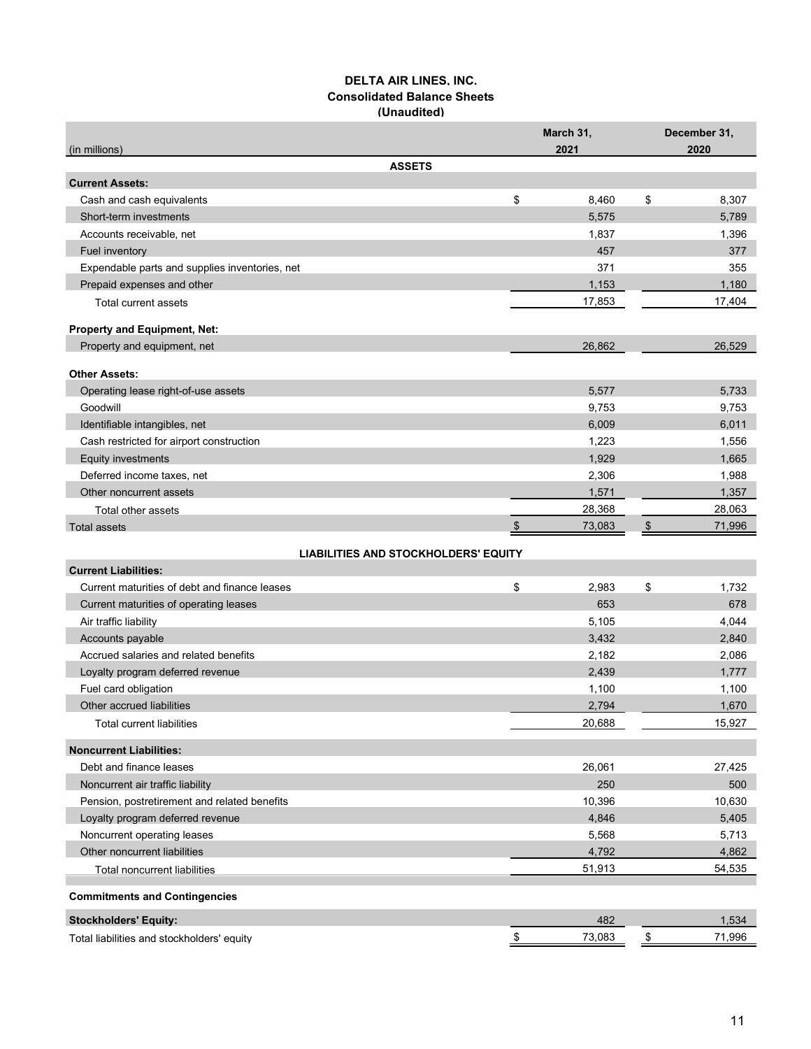# DELTA AIR LINES, INC.
## Consolidated Balance Sheets
### (Unaudited)

| (in millions) | March 31, 2021 | December 31, 2020 |
|---|---|---|
| **ASSETS** | | |
| **Current Assets:** | | |
| Cash and cash equivalents | $ 8,460 | $ 8,307 |
| Short-term investments | 5,575 | 5,789 |
| Accounts receivable, net | 1,837 | 1,396 |
| Fuel inventory | 457 | 377 |
| Expendable parts and supplies inventories, net | 371 | 355 |
| Prepaid expenses and other | 1,153 | 1,180 |
| Total current assets | 17,853 | 17,404 |
| **Property and Equipment, Net:** | | |
| Property and equipment, net | 26,862 | 26,529 |
| **Other Assets:** | | |
| Operating lease right-of-use assets | 5,577 | 5,733 |
| Goodwill | 9,753 | 9,753 |
| Identifiable intangibles, net | 6,009 | 6,011 |
| Cash restricted for airport construction | 1,223 | 1,556 |
| Equity investments | 1,929 | 1,665 |
| Deferred income taxes, net | 2,306 | 1,988 |
| Other noncurrent assets | 1,571 | 1,357 |
| Total other assets | 28,368 | 28,063 |
| Total assets | $ 73,083 | $ 71,996 |
| **LIABILITIES AND STOCKHOLDERS' EQUITY** | | |
| **Current Liabilities:** | | |
| Current maturities of debt and finance leases | $ 2,983 | $ 1,732 |
| Current maturities of operating leases | 653 | 678 |
| Air traffic liability | 5,105 | 4,044 |
| Accounts payable | 3,432 | 2,840 |
| Accrued salaries and related benefits | 2,182 | 2,086 |
| Loyalty program deferred revenue | 2,439 | 1,777 |
| Fuel card obligation | 1,100 | 1,100 |
| Other accrued liabilities | 2,794 | 1,670 |
| Total current liabilities | 20,688 | 15,927 |
| **Noncurrent Liabilities:** | | |
| Debt and finance leases | 26,061 | 27,425 |
| Noncurrent air traffic liability | 250 | 500 |
| Pension, postretirement and related benefits | 10,396 | 10,630 |
| Loyalty program deferred revenue | 4,846 | 5,405 |
| Noncurrent operating leases | 5,568 | 5,713 |
| Other noncurrent liabilities | 4,792 | 4,862 |
| Total noncurrent liabilities | 51,913 | 54,535 |
| **Commitments and Contingencies** | | |
| **Stockholders' Equity:** | 482 | 1,534 |
| Total liabilities and stockholders' equity | $ 73,083 | $ 71,996 |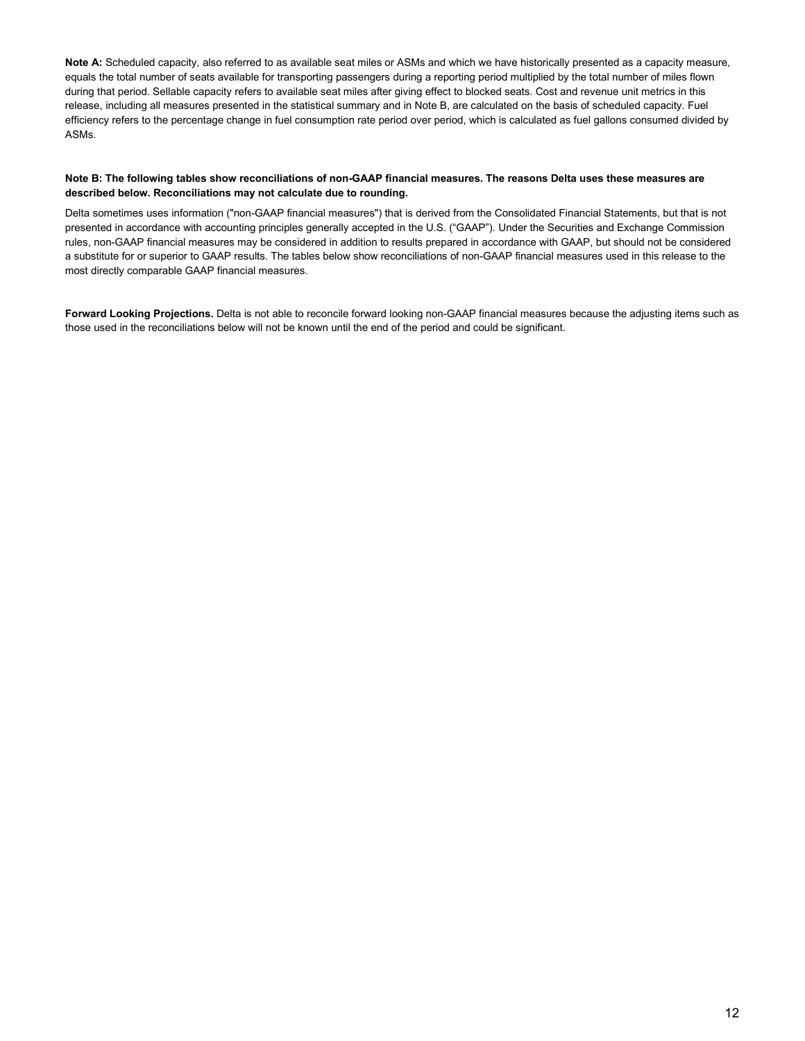**Note A:** Scheduled capacity, also referred to as available seat miles or ASMs and which we have historically presented as a capacity measure, equals the total number of seats available for transporting passengers during a reporting period multiplied by the total number of miles flown during that period. Sellable capacity refers to available seat miles after giving effect to blocked seats. Cost and revenue unit metrics in this release, including all measures presented in the statistical summary and in Note B, are calculated on the basis of scheduled capacity. Fuel efficiency refers to the percentage change in fuel consumption rate period over period, which is calculated as fuel gallons consumed divided by ASMs.

**Note B: The following tables show reconciliations of non-GAAP financial measures. The reasons Delta uses these measures are described below. Reconciliations may not calculate due to rounding.**

Delta sometimes uses information ("non-GAAP financial measures") that is derived from the Consolidated Financial Statements, but that is not presented in accordance with accounting principles generally accepted in the U.S. ("GAAP"). Under the Securities and Exchange Commission rules, non-GAAP financial measures may be considered in addition to results prepared in accordance with GAAP, but should not be considered a substitute for or superior to GAAP results. The tables below show reconciliations of non-GAAP financial measures used in this release to the most directly comparable GAAP financial measures.

**Forward Looking Projections.** Delta is not able to reconcile forward looking non-GAAP financial measures because the adjusting items such as those used in the reconciliations below will not be known until the end of the period and could be significant.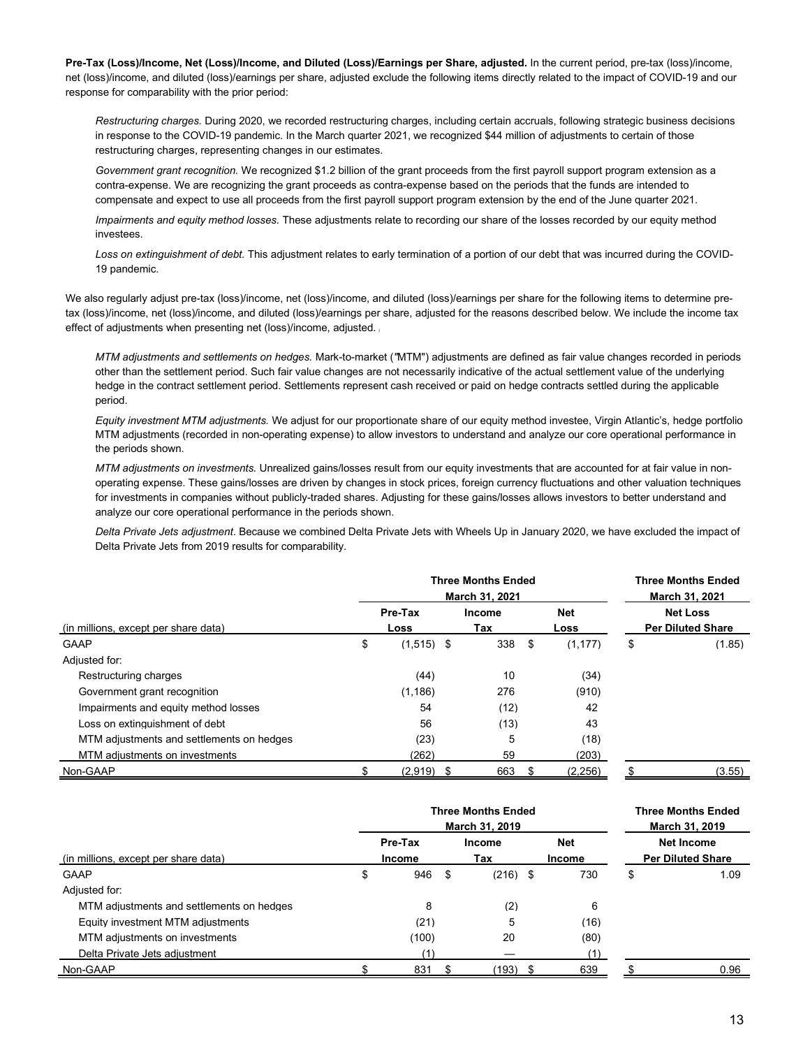**Pre-Tax (Loss)/Income, Net (Loss)/Income, and Diluted (Loss)/Earnings per Share, adjusted.** In the current period, pre-tax (loss)/income, net (loss)/income, and diluted (loss)/earnings per share, adjusted exclude the following items directly related to the impact of COVID-19 and our response for comparability with the prior period:

*Restructuring charges.* During 2020, we recorded restructuring charges, including certain accruals, following strategic business decisions in response to the COVID-19 pandemic. In the March quarter 2021, we recognized $44 million of adjustments to certain of those restructuring charges, representing changes in our estimates.

*Government grant recognition.* We recognized $1.2 billion of the grant proceeds from the first payroll support program extension as a contra-expense. We are recognizing the grant proceeds as contra-expense based on the periods that the funds are intended to compensate and expect to use all proceeds from the first payroll support program extension by the end of the June quarter 2021.

*Impairments and equity method losses.* These adjustments relate to recording our share of the losses recorded by our equity method investees.

*Loss on extinguishment of debt.* This adjustment relates to early termination of a portion of our debt that was incurred during the COVID-19 pandemic.

We also regularly adjust pre-tax (loss)/income, net (loss)/income, and diluted (loss)/earnings per share for the following items to determine pre-tax (loss)/income, net (loss)/income, and diluted (loss)/earnings per share, adjusted for the reasons described below. We include the income tax effect of adjustments when presenting net (loss)/income, adjusted.

*MTM adjustments and settlements on hedges.* Mark-to-market ("MTM") adjustments are defined as fair value changes recorded in periods other than the settlement period. Such fair value changes are not necessarily indicative of the actual settlement value of the underlying hedge in the contract settlement period. Settlements represent cash received or paid on hedge contracts settled during the applicable period.

*Equity investment MTM adjustments.* We adjust for our proportionate share of our equity method investee, Virgin Atlantic's, hedge portfolio MTM adjustments (recorded in non-operating expense) to allow investors to understand and analyze our core operational performance in the periods shown.

*MTM adjustments on investments.* Unrealized gains/losses result from our equity investments that are accounted for at fair value in non-operating expense. These gains/losses are driven by changes in stock prices, foreign currency fluctuations and other valuation techniques for investments in companies without publicly-traded shares. Adjusting for these gains/losses allows investors to better understand and analyze our core operational performance in the periods shown.

*Delta Private Jets adjustment.* Because we combined Delta Private Jets with Wheels Up in January 2020, we have excluded the impact of Delta Private Jets from 2019 results for comparability.

| | Three Months Ended March 31, 2021 | | | Three Months Ended March 31, 2021 |
|---|---|---|---|---|
| (in millions, except per share data) | Pre-Tax Loss | Income Tax | Net Loss | Net Loss Per Diluted Share |
| GAAP | $ (1,515) | $ 338 | $ (1,177) | $ (1.85) |
| Adjusted for: | | | | |
| Restructuring charges | (44) | 10 | (34) | |
| Government grant recognition | (1,186) | 276 | (910) | |
| Impairments and equity method losses | 54 | (12) | 42 | |
| Loss on extinguishment of debt | 56 | (13) | 43 | |
| MTM adjustments and settlements on hedges | (23) | 5 | (18) | |
| MTM adjustments on investments | (262) | 59 | (203) | |
| Non-GAAP | $ (2,919) | $ 663 | $ (2,256) | $ (3.55) |

| | Three Months Ended March 31, 2019 | | | Three Months Ended March 31, 2019 |
|---|---|---|---|---|
| (in millions, except per share data) | Pre-Tax Income | Income Tax | Net Income | Net Income Per Diluted Share |
| GAAP | $ 946 | $ (216) | $ 730 | $ 1.09 |
| Adjusted for: | | | | |
| MTM adjustments and settlements on hedges | 8 | (2) | 6 | |
| Equity investment MTM adjustments | (21) | 5 | (16) | |
| MTM adjustments on investments | (100) | 20 | (80) | |
| Delta Private Jets adjustment | (1) | — | (1) | |
| Non-GAAP | $ 831 | $ (193) | $ 639 | $ 0.96 |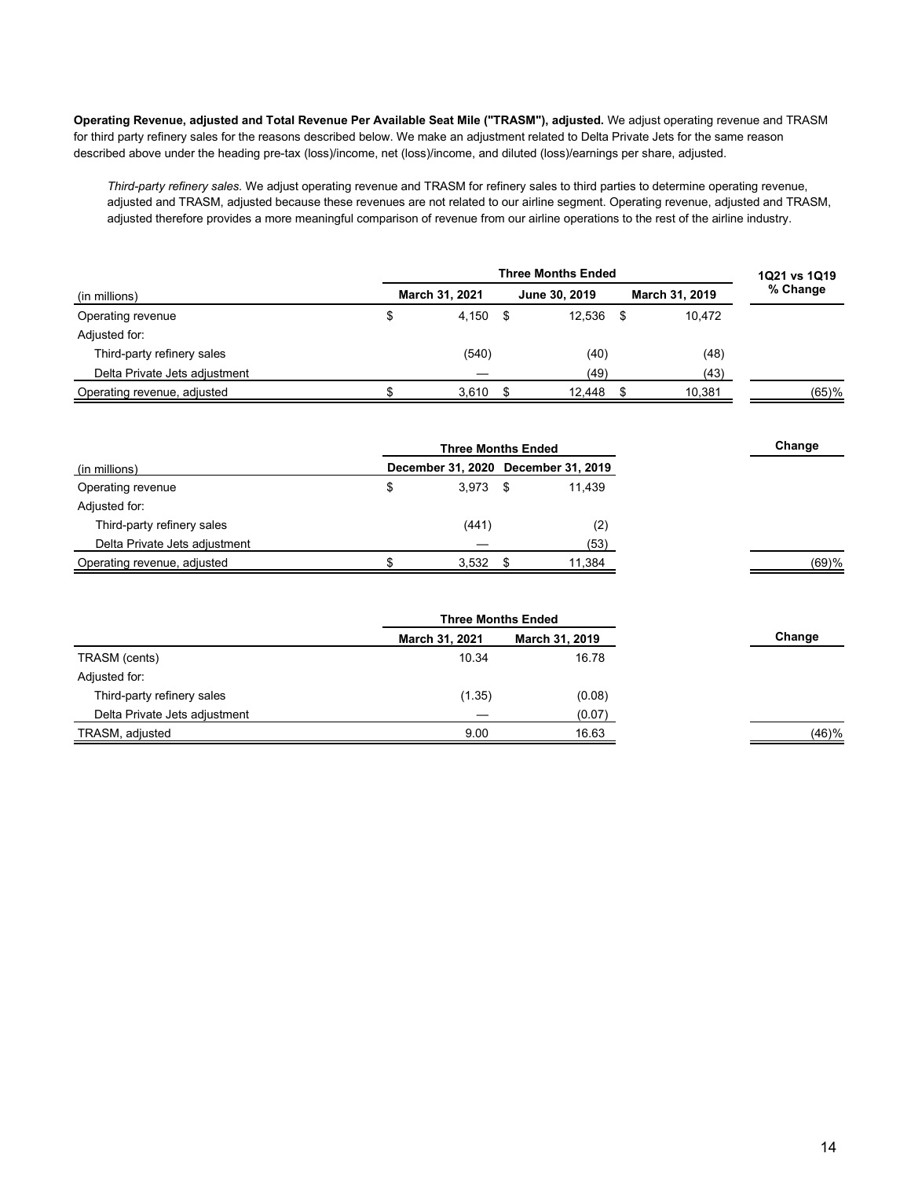**Operating Revenue, adjusted and Total Revenue Per Available Seat Mile ("TRASM"), adjusted.** We adjust operating revenue and TRASM for third party refinery sales for the reasons described below. We make an adjustment related to Delta Private Jets for the same reason described above under the heading pre-tax (loss)/income, net (loss)/income, and diluted (loss)/earnings per share, adjusted.

*Third-party refinery sales.* We adjust operating revenue and TRASM for refinery sales to third parties to determine operating revenue, adjusted and TRASM, adjusted because these revenues are not related to our airline segment. Operating revenue, adjusted and TRASM, adjusted therefore provides a more meaningful comparison of revenue from our airline operations to the rest of the airline industry.

| | Three Months Ended | | | 1Q21 vs 1Q19 |
|---|---|---|---|---|
| (in millions) | March 31, 2021 | June 30, 2019 | March 31, 2019 | % Change |
| Operating revenue | $ 4,150 | $ 12,536 | $ 10,472 | |
| Adjusted for: | | | | |
| Third-party refinery sales | (540) | (40) | (48) | |
| Delta Private Jets adjustment | — | (49) | (43) | |
| Operating revenue, adjusted | $ 3,610 | $ 12,448 | $ 10,381 | (65)% |

| | Three Months Ended | | Change |
|---|---|---|---|
| (in millions) | December 31, 2020 | December 31, 2019 | |
| Operating revenue | $ 3,973 | $ 11,439 | |
| Adjusted for: | | | |
| Third-party refinery sales | (441) | (2) | |
| Delta Private Jets adjustment | — | (53) | |
| Operating revenue, adjusted | $ 3,532 | $ 11,384 | (69)% |

| | Three Months Ended | | Change |
|---|---|---|---|
| | March 31, 2021 | March 31, 2019 | |
| TRASM (cents) | 10.34 | 16.78 | |
| Adjusted for: | | | |
| Third-party refinery sales | (1.35) | (0.08) | |
| Delta Private Jets adjustment | — | (0.07) | |
| TRASM, adjusted | 9.00 | 16.63 | (46)% |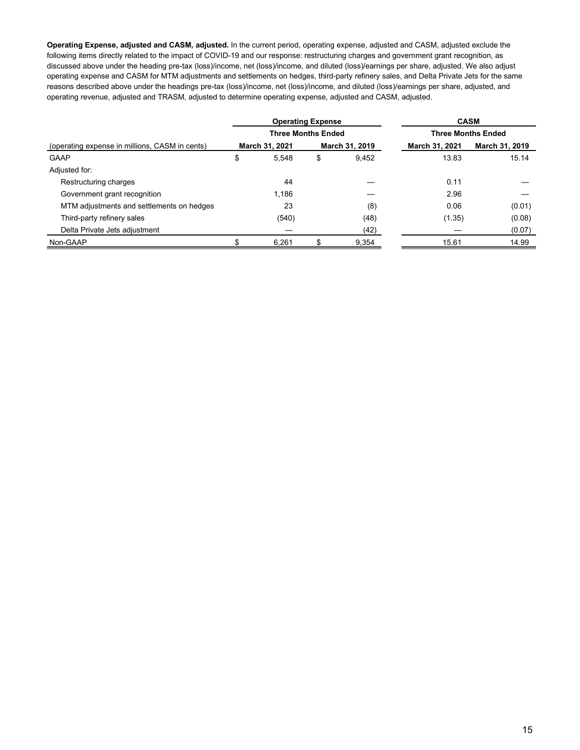**Operating Expense, adjusted and CASM, adjusted.** In the current period, operating expense, adjusted and CASM, adjusted exclude the following items directly related to the impact of COVID-19 and our response: restructuring charges and government grant recognition, as discussed above under the heading pre-tax (loss)/income, net (loss)/income, and diluted (loss)/earnings per share, adjusted. We also adjust operating expense and CASM for MTM adjustments and settlements on hedges, third-party refinery sales, and Delta Private Jets for the same reasons described above under the headings pre-tax (loss)/income, net (loss)/income, and diluted (loss)/earnings per share, adjusted, and operating revenue, adjusted and TRASM, adjusted to determine operating expense, adjusted and CASM, adjusted.

| | Operating Expense | | CASM | |
|---|---|---|---|---|
| | Three Months Ended | | Three Months Ended | |
| (operating expense in millions, CASM in cents) | March 31, 2021 | March 31, 2019 | March 31, 2021 | March 31, 2019 |
| GAAP | $ 5,548 | $ 9,452 | 13.83 | 15.14 |
| Adjusted for: | | | | |
| Restructuring charges | 44 | — | 0.11 | — |
| Government grant recognition | 1,186 | — | 2.96 | — |
| MTM adjustments and settlements on hedges | 23 | (8) | 0.06 | (0.01) |
| Third-party refinery sales | (540) | (48) | (1.35) | (0.08) |
| Delta Private Jets adjustment | — | (42) | — | (0.07) |
| Non-GAAP | $ 6,261 | $ 9,354 | 15.61 | 14.99 |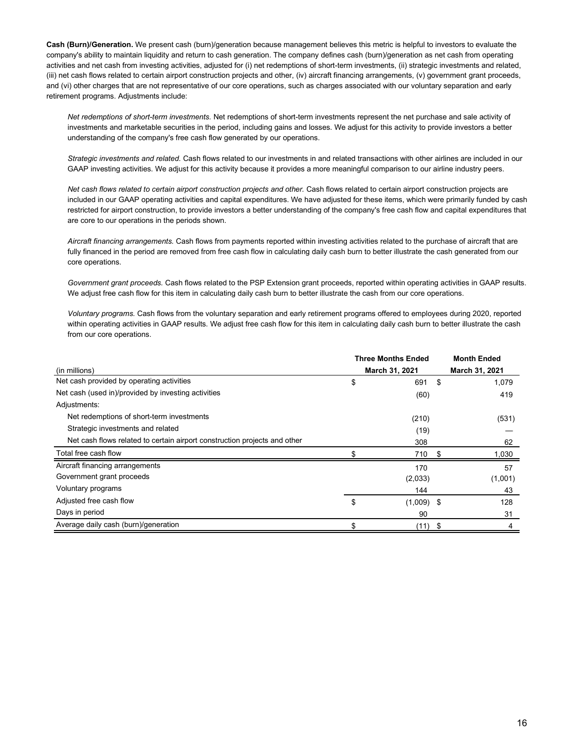**Cash (Burn)/Generation.** We present cash (burn)/generation because management believes this metric is helpful to investors to evaluate the company's ability to maintain liquidity and return to cash generation. The company defines cash (burn)/generation as net cash from operating activities and net cash from investing activities, adjusted for (i) net redemptions of short-term investments, (ii) strategic investments and related, (iii) net cash flows related to certain airport construction projects and other, (iv) aircraft financing arrangements, (v) government grant proceeds, and (vi) other charges that are not representative of our core operations, such as charges associated with our voluntary separation and early retirement programs. Adjustments include:

*Net redemptions of short-term investments.* Net redemptions of short-term investments represent the net purchase and sale activity of investments and marketable securities in the period, including gains and losses. We adjust for this activity to provide investors a better understanding of the company's free cash flow generated by our operations.

*Strategic investments and related.* Cash flows related to our investments in and related transactions with other airlines are included in our GAAP investing activities. We adjust for this activity because it provides a more meaningful comparison to our airline industry peers.

*Net cash flows related to certain airport construction projects and other.* Cash flows related to certain airport construction projects are included in our GAAP operating activities and capital expenditures. We have adjusted for these items, which were primarily funded by cash restricted for airport construction, to provide investors a better understanding of the company's free cash flow and capital expenditures that are core to our operations in the periods shown.

*Aircraft financing arrangements.* Cash flows from payments reported within investing activities related to the purchase of aircraft that are fully financed in the period are removed from free cash flow in calculating daily cash burn to better illustrate the cash generated from our core operations.

*Government grant proceeds.* Cash flows related to the PSP Extension grant proceeds, reported within operating activities in GAAP results. We adjust free cash flow for this item in calculating daily cash burn to better illustrate the cash from our core operations.

*Voluntary programs.* Cash flows from the voluntary separation and early retirement programs offered to employees during 2020, reported within operating activities in GAAP results. We adjust free cash flow for this item in calculating daily cash burn to better illustrate the cash from our core operations.

| (in millions) | Three Months Ended March 31, 2021 | Month Ended March 31, 2021 |
|---|---|---|
| Net cash provided by operating activities | $ 691 | $ 1,079 |
| Net cash (used in)/provided by investing activities | (60) | 419 |
| Adjustments: | | |
| Net redemptions of short-term investments | (210) | (531) |
| Strategic investments and related | (19) | — |
| Net cash flows related to certain airport construction projects and other | 308 | 62 |
| Total free cash flow | $ 710 | $ 1,030 |
| Aircraft financing arrangements | 170 | 57 |
| Government grant proceeds | (2,033) | (1,001) |
| Voluntary programs | 144 | 43 |
| Adjusted free cash flow | $ (1,009) | $ 128 |
| Days in period | 90 | 31 |
| Average daily cash (burn)/generation | $ (11) | $ 4 |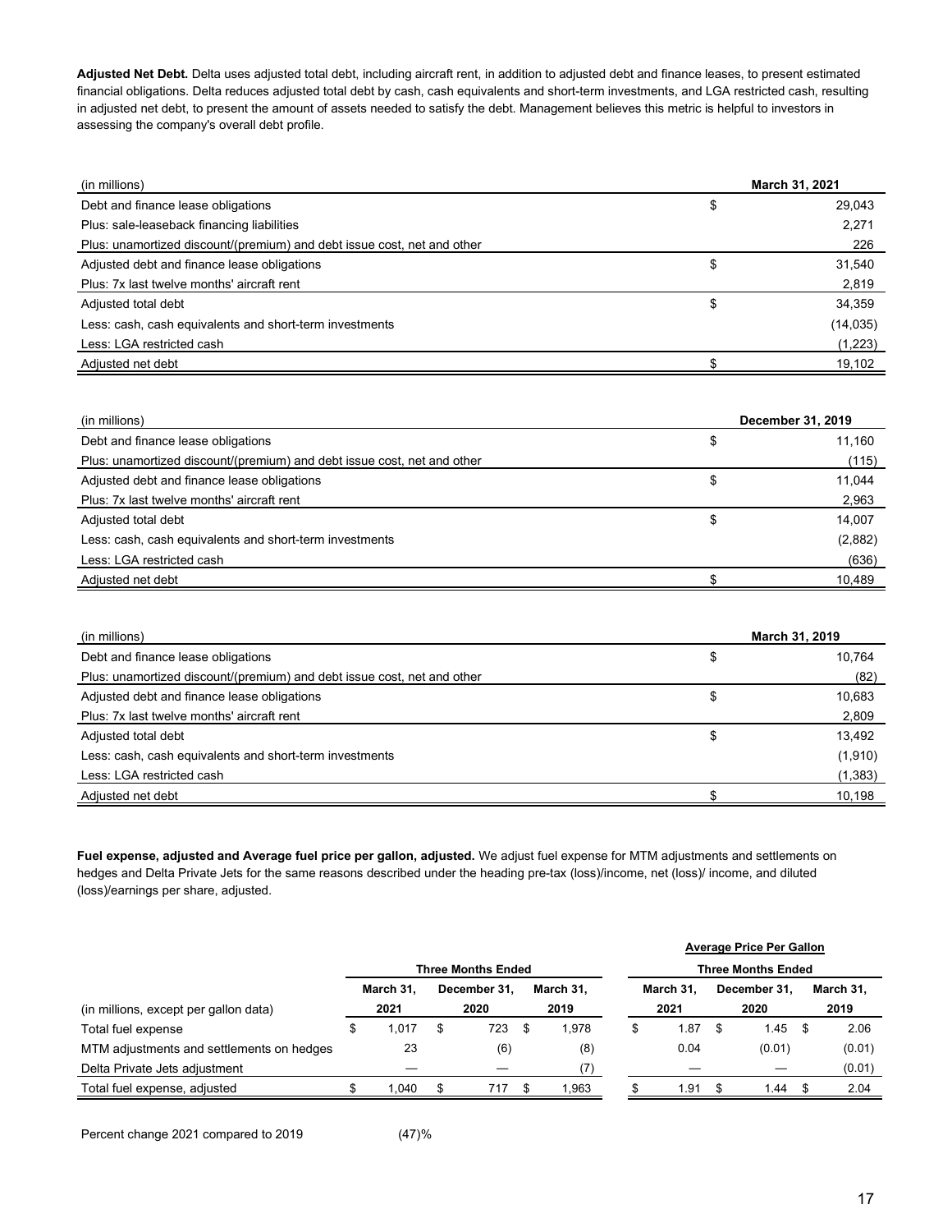**Adjusted Net Debt.** Delta uses adjusted total debt, including aircraft rent, in addition to adjusted debt and finance leases, to present estimated financial obligations. Delta reduces adjusted total debt by cash, cash equivalents and short-term investments, and LGA restricted cash, resulting in adjusted net debt, to present the amount of assets needed to satisfy the debt. Management believes this metric is helpful to investors in assessing the company's overall debt profile.

| (in millions) | March 31, 2021 |
|---|---|
| Debt and finance lease obligations | $ 29,043 |
| Plus: sale-leaseback financing liabilities | 2,271 |
| Plus: unamortized discount/(premium) and debt issue cost, net and other | 226 |
| Adjusted debt and finance lease obligations | $ 31,540 |
| Plus: 7x last twelve months' aircraft rent | 2,819 |
| Adjusted total debt | $ 34,359 |
| Less: cash, cash equivalents and short-term investments | (14,035) |
| Less: LGA restricted cash | (1,223) |
| Adjusted net debt | $ 19,102 |

| (in millions) | December 31, 2019 |
|---|---|
| Debt and finance lease obligations | $ 11,160 |
| Plus: unamortized discount/(premium) and debt issue cost, net and other | (115) |
| Adjusted debt and finance lease obligations | $ 11,044 |
| Plus: 7x last twelve months' aircraft rent | 2,963 |
| Adjusted total debt | $ 14,007 |
| Less: cash, cash equivalents and short-term investments | (2,882) |
| Less: LGA restricted cash | (636) |
| Adjusted net debt | $ 10,489 |

| (in millions) | March 31, 2019 |
|---|---|
| Debt and finance lease obligations | $ 10,764 |
| Plus: unamortized discount/(premium) and debt issue cost, net and other | (82) |
| Adjusted debt and finance lease obligations | $ 10,683 |
| Plus: 7x last twelve months' aircraft rent | 2,809 |
| Adjusted total debt | $ 13,492 |
| Less: cash, cash equivalents and short-term investments | (1,910) |
| Less: LGA restricted cash | (1,383) |
| Adjusted net debt | $ 10,198 |

**Fuel expense, adjusted and Average fuel price per gallon, adjusted.** We adjust fuel expense for MTM adjustments and settlements on hedges and Delta Private Jets for the same reasons described under the heading pre-tax (loss)/income, net (loss)/ income, and diluted (loss)/earnings per share, adjusted.

| | Three Months Ended | | | Average Price Per Gallon Three Months Ended | | |
|---|---|---|---|---|---|---|
| (in millions, except per gallon data) | March 31, 2021 | December 31, 2020 | March 31, 2019 | March 31, 2021 | December 31, 2020 | March 31, 2019 |
| Total fuel expense | $ 1,017 | $ 723 | $ 1,978 | $ 1.87 | $ 1.45 | $ 2.06 |
| MTM adjustments and settlements on hedges | 23 | (6) | (8) | 0.04 | (0.01) | (0.01) |
| Delta Private Jets adjustment | — | — | (7) | — | — | (0.01) |
| Total fuel expense, adjusted | $ 1,040 | $ 717 | $ 1,963 | $ 1.91 | $ 1.44 | $ 2.04 |

| | |
|---|---|
| Percent change 2021 compared to 2019 | (47)% |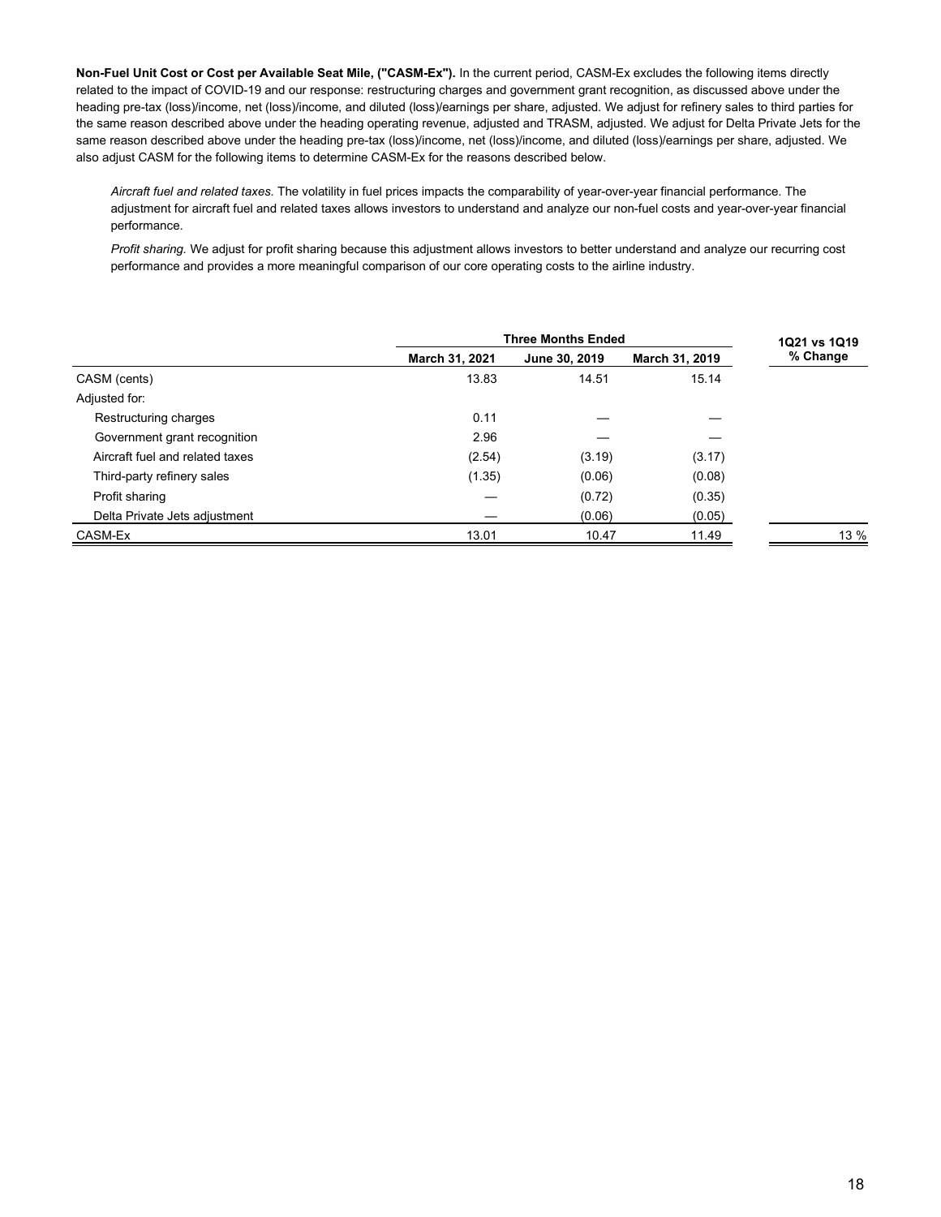**Non-Fuel Unit Cost or Cost per Available Seat Mile, ("CASM-Ex").** In the current period, CASM-Ex excludes the following items directly related to the impact of COVID-19 and our response: restructuring charges and government grant recognition, as discussed above under the heading pre-tax (loss)/income, net (loss)/income, and diluted (loss)/earnings per share, adjusted. We adjust for refinery sales to third parties for the same reason described above under the heading operating revenue, adjusted and TRASM, adjusted. We adjust for Delta Private Jets for the same reason described above under the heading pre-tax (loss)/income, net (loss)/income, and diluted (loss)/earnings per share, adjusted. We also adjust CASM for the following items to determine CASM-Ex for the reasons described below.

*Aircraft fuel and related taxes.* The volatility in fuel prices impacts the comparability of year-over-year financial performance. The adjustment for aircraft fuel and related taxes allows investors to understand and analyze our non-fuel costs and year-over-year financial performance.

*Profit sharing.* We adjust for profit sharing because this adjustment allows investors to better understand and analyze our recurring cost performance and provides a more meaningful comparison of our core operating costs to the airline industry.

| | Three Months Ended | | | 1Q21 vs 1Q19 |
|---|---|---|---|---|
| | March 31, 2021 | June 30, 2019 | March 31, 2019 | % Change |
| CASM (cents) | 13.83 | 14.51 | 15.14 | |
| Adjusted for: | | | | |
| Restructuring charges | 0.11 | — | — | |
| Government grant recognition | 2.96 | — | — | |
| Aircraft fuel and related taxes | (2.54) | (3.19) | (3.17) | |
| Third-party refinery sales | (1.35) | (0.06) | (0.08) | |
| Profit sharing | — | (0.72) | (0.35) | |
| Delta Private Jets adjustment | — | (0.06) | (0.05) | |
| CASM-Ex | 13.01 | 10.47 | 11.49 | 13 % |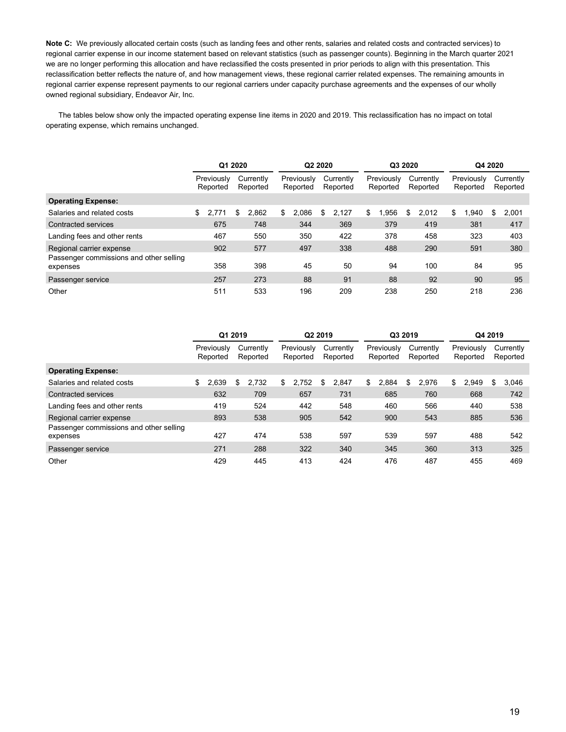**Note C:** We previously allocated certain costs (such as landing fees and other rents, salaries and related costs and contracted services) to regional carrier expense in our income statement based on relevant statistics (such as passenger counts). Beginning in the March quarter 2021 we are no longer performing this allocation and have reclassified the costs presented in prior periods to align with this presentation. This reclassification better reflects the nature of, and how management views, these regional carrier related expenses. The remaining amounts in regional carrier expense represent payments to our regional carriers under capacity purchase agreements and the expenses of our wholly owned regional subsidiary, Endeavor Air, Inc.

The tables below show only the impacted operating expense line items in 2020 and 2019. This reclassification has no impact on total operating expense, which remains unchanged.

| | Q1 2020 | | Q2 2020 | | Q3 2020 | | Q4 2020 | |
|---|---|---|---|---|---|---|---|---|
| | Previously Reported | Currently Reported | Previously Reported | Currently Reported | Previously Reported | Currently Reported | Previously Reported | Currently Reported |
| **Operating Expense:** | | | | | | | | |
| Salaries and related costs | $ 2,771 | $ 2,862 | $ 2,086 | $ 2,127 | $ 1,956 | $ 2,012 | $ 1,940 | $ 2,001 |
| Contracted services | 675 | 748 | 344 | 369 | 379 | 419 | 381 | 417 |
| Landing fees and other rents | 467 | 550 | 350 | 422 | 378 | 458 | 323 | 403 |
| Regional carrier expense | 902 | 577 | 497 | 338 | 488 | 290 | 591 | 380 |
| Passenger commissions and other selling expenses | 358 | 398 | 45 | 50 | 94 | 100 | 84 | 95 |
| Passenger service | 257 | 273 | 88 | 91 | 88 | 92 | 90 | 95 |
| Other | 511 | 533 | 196 | 209 | 238 | 250 | 218 | 236 |

| | Q1 2019 | | Q2 2019 | | Q3 2019 | | Q4 2019 | |
|---|---|---|---|---|---|---|---|---|
| | Previously Reported | Currently Reported | Previously Reported | Currently Reported | Previously Reported | Currently Reported | Previously Reported | Currently Reported |
| **Operating Expense:** | | | | | | | | |
| Salaries and related costs | $ 2,639 | $ 2,732 | $ 2,752 | $ 2,847 | $ 2,884 | $ 2,976 | $ 2,949 | $ 3,046 |
| Contracted services | 632 | 709 | 657 | 731 | 685 | 760 | 668 | 742 |
| Landing fees and other rents | 419 | 524 | 442 | 548 | 460 | 566 | 440 | 538 |
| Regional carrier expense | 893 | 538 | 905 | 542 | 900 | 543 | 885 | 536 |
| Passenger commissions and other selling expenses | 427 | 474 | 538 | 597 | 539 | 597 | 488 | 542 |
| Passenger service | 271 | 288 | 322 | 340 | 345 | 360 | 313 | 325 |
| Other | 429 | 445 | 413 | 424 | 476 | 487 | 455 | 469 |